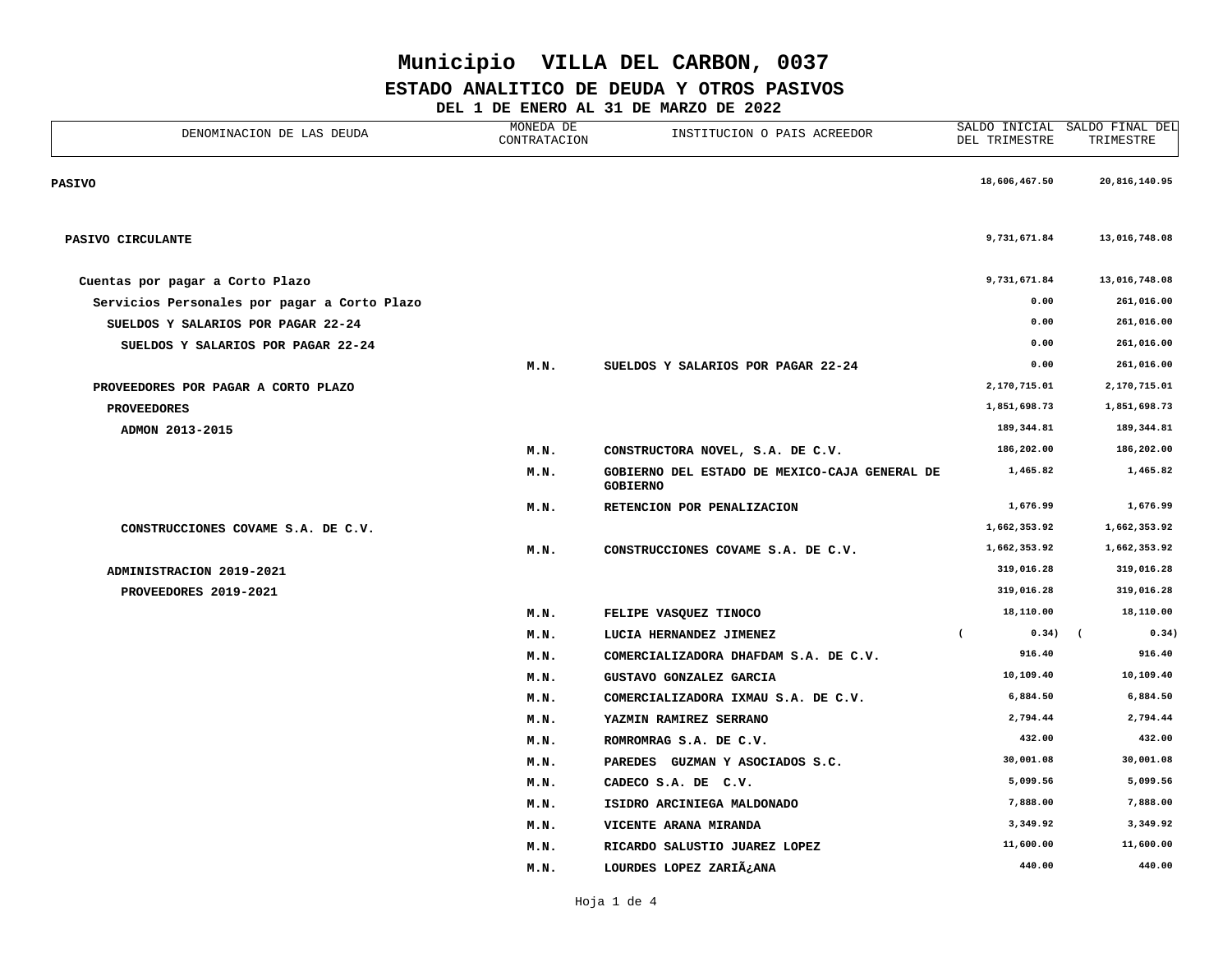# Municipio VILLA DEL CARBON, 0037

## ESTADO ANALITICO DE DEUDA Y OTROS PASIVOS

### DEL 1 DE ENERO AL 31 DE MARZO DE 2022

| DENOMINACION DE LAS DEUDA | MONEDA DE CONTRATACION | INSTITUCION O PAIS ACREEDOR | SALDO INICIAL DEL TRIMESTRE | SALDO FINAL DEL TRIMESTRE |
|---|---|---|---|---|
| **PASIVO** | | | 18,606,467.50 | 20,816,140.95 |
| **PASIVO CIRCULANTE** | | | 9,731,671.84 | 13,016,748.08 |
| Cuentas por pagar a Corto Plazo | | | 9,731,671.84 | 13,016,748.08 |
| Servicios Personales por pagar a Corto Plazo | | | 0.00 | 261,016.00 |
| SUELDOS Y SALARIOS POR PAGAR 22-24 | | | 0.00 | 261,016.00 |
| SUELDOS Y SALARIOS POR PAGAR 22-24 | | | 0.00 | 261,016.00 |
| | M.N. | SUELDOS Y SALARIOS POR PAGAR 22-24 | 0.00 | 261,016.00 |
| PROVEEDORES POR PAGAR A CORTO PLAZO | | | 2,170,715.01 | 2,170,715.01 |
| PROVEEDORES | | | 1,851,698.73 | 1,851,698.73 |
| ADMON 2013-2015 | | | 189,344.81 | 189,344.81 |
| | M.N. | CONSTRUCTORA NOVEL, S.A. DE C.V. | 186,202.00 | 186,202.00 |
| | M.N. | GOBIERNO DEL ESTADO DE MEXICO-CAJA GENERAL DE GOBIERNO | 1,465.82 | 1,465.82 |
| | M.N. | RETENCION POR PENALIZACION | 1,676.99 | 1,676.99 |
| CONSTRUCCIONES COVAME S.A. DE C.V. | | | 1,662,353.92 | 1,662,353.92 |
| | M.N. | CONSTRUCCIONES COVAME S.A. DE C.V. | 1,662,353.92 | 1,662,353.92 |
| ADMINISTRACION 2019-2021 | | | 319,016.28 | 319,016.28 |
| PROVEEDORES 2019-2021 | | | 319,016.28 | 319,016.28 |
| | M.N. | FELIPE VASQUEZ TINOCO | 18,110.00 | 18,110.00 |
| | M.N. | LUCIA HERNANDEZ JIMENEZ | (0.34) | (0.34) |
| | M.N. | COMERCIALIZADORA DHAFDAM S.A. DE C.V. | 916.40 | 916.40 |
| | M.N. | GUSTAVO GONZALEZ GARCIA | 10,109.40 | 10,109.40 |
| | M.N. | COMERCIALIZADORA IXMAU S.A. DE C.V. | 6,884.50 | 6,884.50 |
| | M.N. | YAZMIN RAMIREZ SERRANO | 2,794.44 | 2,794.44 |
| | M.N. | ROMROMRAG S.A. DE C.V. | 432.00 | 432.00 |
| | M.N. | PAREDES GUZMAN Y ASOCIADOS S.C. | 30,001.08 | 30,001.08 |
| | M.N. | CADECO S.A. DE C.V. | 5,099.56 | 5,099.56 |
| | M.N. | ISIDRO ARCINIEGA MALDONADO | 7,888.00 | 7,888.00 |
| | M.N. | VICENTE ARANA MIRANDA | 3,349.92 | 3,349.92 |
| | M.N. | RICARDO SALUSTIO JUAREZ LOPEZ | 11,600.00 | 11,600.00 |
| | M.N. | LOURDES LOPEZ ZARIÃ¿ANA | 440.00 | 440.00 |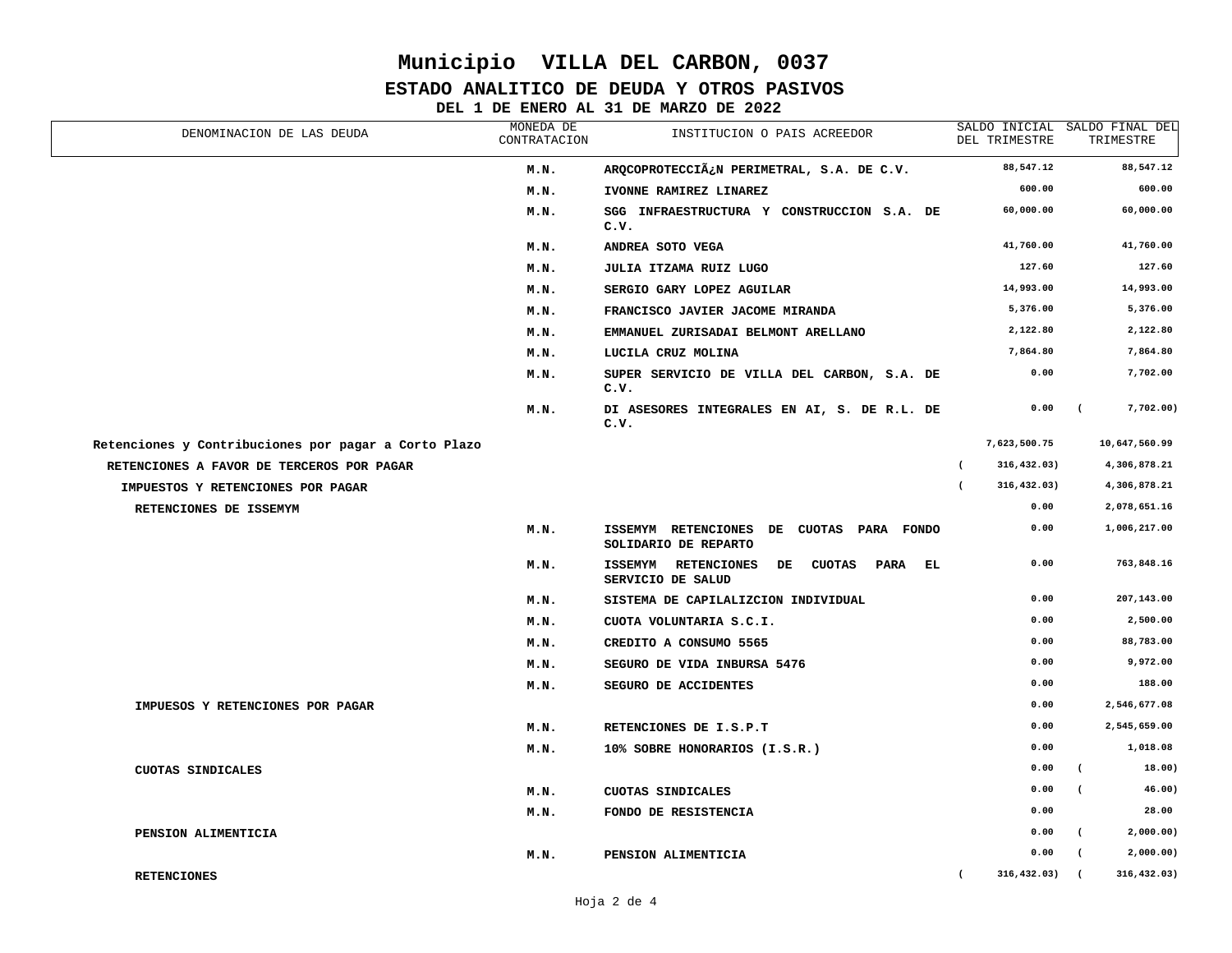# Municipio VILLA DEL CARBON, 0037

## ESTADO ANALITICO DE DEUDA Y OTROS PASIVOS

### DEL 1 DE ENERO AL 31 DE MARZO DE 2022

| DENOMINACION DE LAS DEUDA | MONEDA DE CONTRATACION | INSTITUCION O PAIS ACREEDOR | SALDO INICIAL DEL TRIMESTRE | SALDO FINAL DEL TRIMESTRE |
|---|---|---|---|---|
| | M.N. | ARQCOPROTECCIÃ¿N PERIMETRAL, S.A. DE C.V. | 88,547.12 | 88,547.12 |
| | M.N. | IVONNE RAMIREZ LINAREZ | 600.00 | 600.00 |
| | M.N. | SGG INFRAESTRUCTURA Y CONSTRUCCION S.A. DE C.V. | 60,000.00 | 60,000.00 |
| | M.N. | ANDREA SOTO VEGA | 41,760.00 | 41,760.00 |
| | M.N. | JULIA ITZAMA RUIZ LUGO | 127.60 | 127.60 |
| | M.N. | SERGIO GARY LOPEZ AGUILAR | 14,993.00 | 14,993.00 |
| | M.N. | FRANCISCO JAVIER JACOME MIRANDA | 5,376.00 | 5,376.00 |
| | M.N. | EMMANUEL ZURISADAI BELMONT ARELLANO | 2,122.80 | 2,122.80 |
| | M.N. | LUCILA CRUZ MOLINA | 7,864.80 | 7,864.80 |
| | M.N. | SUPER SERVICIO DE VILLA DEL CARBON, S.A. DE C.V. | 0.00 | 7,702.00 |
| | M.N. | DI ASESORES INTEGRALES EN AI, S. DE R.L. DE C.V. | 0.00 | ( 7,702.00) |
| Retenciones y Contribuciones por pagar a Corto Plazo | | | 7,623,500.75 | 10,647,560.99 |
| RETENCIONES A FAVOR DE TERCEROS POR PAGAR | | | ( 316,432.03) | 4,306,878.21 |
| IMPUESTOS Y RETENCIONES POR PAGAR | | | ( 316,432.03) | 4,306,878.21 |
| RETENCIONES DE ISSEMYM | | | 0.00 | 2,078,651.16 |
| | M.N. | ISSEMYM RETENCIONES DE CUOTAS PARA FONDO SOLIDARIO DE REPARTO | 0.00 | 1,006,217.00 |
| | M.N. | ISSEMYM RETENCIONES DE CUOTAS PARA EL SERVICIO DE SALUD | 0.00 | 763,848.16 |
| | M.N. | SISTEMA DE CAPILALIZCION INDIVIDUAL | 0.00 | 207,143.00 |
| | M.N. | CUOTA VOLUNTARIA S.C.I. | 0.00 | 2,500.00 |
| | M.N. | CREDITO A CONSUMO 5565 | 0.00 | 88,783.00 |
| | M.N. | SEGURO DE VIDA INBURSA 5476 | 0.00 | 9,972.00 |
| | M.N. | SEGURO DE ACCIDENTES | 0.00 | 188.00 |
| IMPUESOS Y RETENCIONES POR PAGAR | | | 0.00 | 2,546,677.08 |
| | M.N. | RETENCIONES DE I.S.P.T | 0.00 | 2,545,659.00 |
| | M.N. | 10% SOBRE HONORARIOS (I.S.R.) | 0.00 | 1,018.08 |
| CUOTAS SINDICALES | | | 0.00 | ( 18.00) |
| | M.N. | CUOTAS SINDICALES | 0.00 | ( 46.00) |
| | M.N. | FONDO DE RESISTENCIA | 0.00 | 28.00 |
| PENSION ALIMENTICIA | | | 0.00 | ( 2,000.00) |
| | M.N. | PENSION ALIMENTICIA | 0.00 | ( 2,000.00) |
| RETENCIONES | | | ( 316,432.03) | ( 316,432.03) |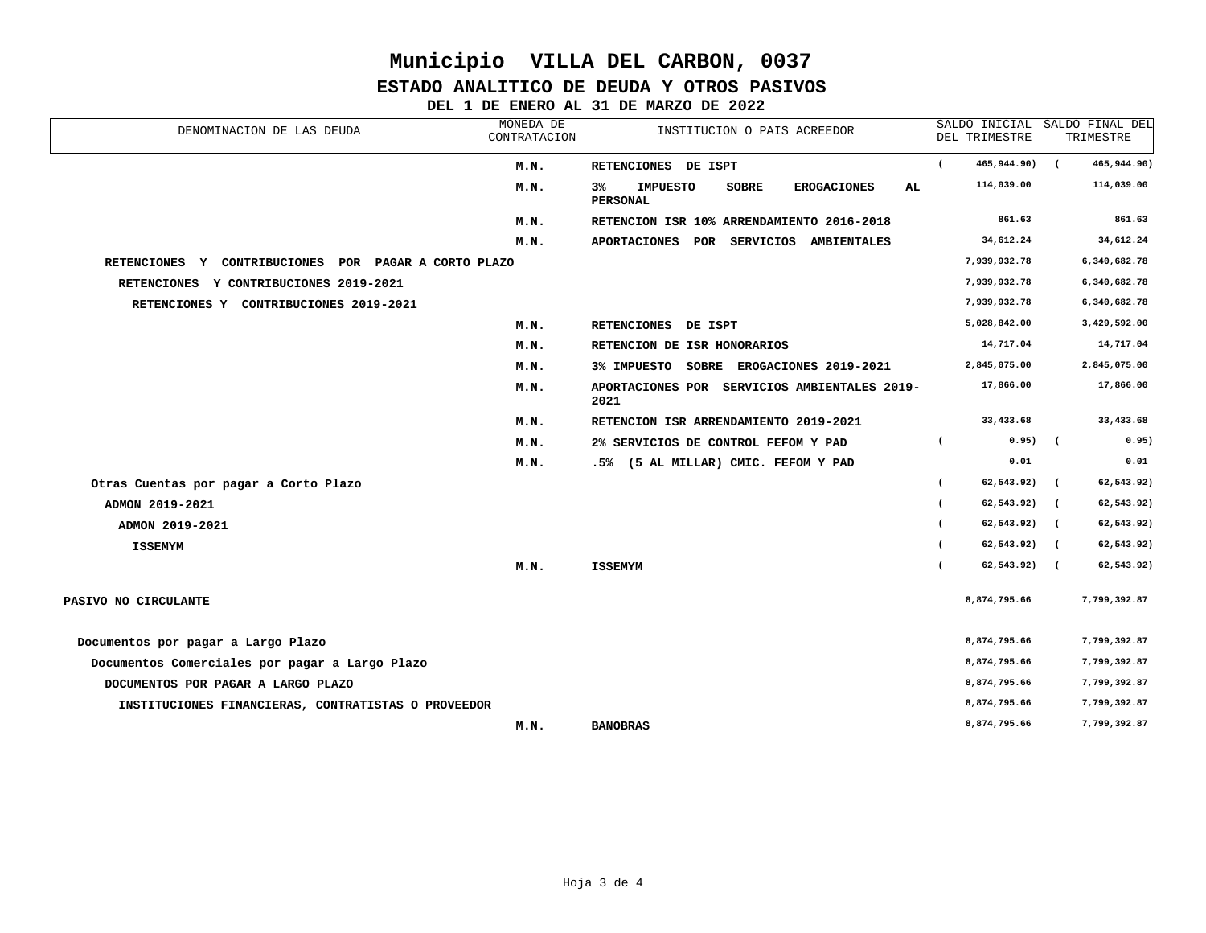# Municipio VILLA DEL CARBON, 0037

## ESTADO ANALITICO DE DEUDA Y OTROS PASIVOS

### DEL 1 DE ENERO AL 31 DE MARZO DE 2022

| DENOMINACION DE LAS DEUDA | MONEDA DE CONTRATACION | INSTITUCION O PAIS ACREEDOR | SALDO INICIAL DEL TRIMESTRE | SALDO FINAL DEL TRIMESTRE |
|---|---|---|---|---|
| | M.N. | RETENCIONES DE ISPT | (465,944.90) | (465,944.90) |
| | M.N. | 3% IMPUESTO SOBRE EROGACIONES AL PERSONAL | 114,039.00 | 114,039.00 |
| | M.N. | RETENCION ISR 10% ARRENDAMIENTO 2016-2018 | 861.63 | 861.63 |
| | M.N. | APORTACIONES POR SERVICIOS AMBIENTALES | 34,612.24 | 34,612.24 |
| RETENCIONES Y CONTRIBUCIONES POR PAGAR A CORTO PLAZO | | | 7,939,932.78 | 6,340,682.78 |
| RETENCIONES Y CONTRIBUCIONES 2019-2021 | | | 7,939,932.78 | 6,340,682.78 |
| RETENCIONES Y CONTRIBUCIONES 2019-2021 | | | 7,939,932.78 | 6,340,682.78 |
| | M.N. | RETENCIONES DE ISPT | 5,028,842.00 | 3,429,592.00 |
| | M.N. | RETENCION DE ISR HONORARIOS | 14,717.04 | 14,717.04 |
| | M.N. | 3% IMPUESTO SOBRE EROGACIONES 2019-2021 | 2,845,075.00 | 2,845,075.00 |
| | M.N. | APORTACIONES POR SERVICIOS AMBIENTALES 2019-2021 | 17,866.00 | 17,866.00 |
| | M.N. | RETENCION ISR ARRENDAMIENTO 2019-2021 | 33,433.68 | 33,433.68 |
| | M.N. | 2% SERVICIOS DE CONTROL FEFOM Y PAD | (0.95) | (0.95) |
| | M.N. | .5% (5 AL MILLAR) CMIC. FEFOM Y PAD | 0.01 | 0.01 |
| Otras Cuentas por pagar a Corto Plazo | | | (62,543.92) | (62,543.92) |
| ADMON 2019-2021 | | | (62,543.92) | (62,543.92) |
| ADMON 2019-2021 | | | (62,543.92) | (62,543.92) |
| ISSEMYM | | | (62,543.92) | (62,543.92) |
| | M.N. | ISSEMYM | (62,543.92) | (62,543.92) |
| PASIVO NO CIRCULANTE | | | 8,874,795.66 | 7,799,392.87 |
| Documentos por pagar a Largo Plazo | | | 8,874,795.66 | 7,799,392.87 |
| Documentos Comerciales por pagar a Largo Plazo | | | 8,874,795.66 | 7,799,392.87 |
| DOCUMENTOS POR PAGAR A LARGO PLAZO | | | 8,874,795.66 | 7,799,392.87 |
| INSTITUCIONES FINANCIERAS, CONTRATISTAS O PROVEEDOR | | | 8,874,795.66 | 7,799,392.87 |
| | M.N. | BANOBRAS | 8,874,795.66 | 7,799,392.87 |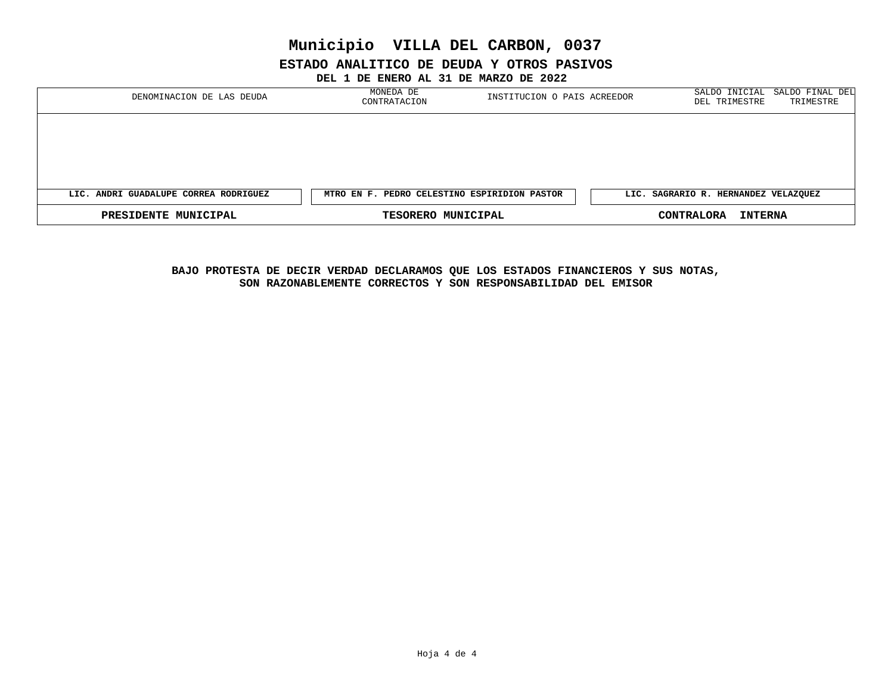# Municipio VILLA DEL CARBON, 0037

## ESTADO ANALITICO DE DEUDA Y OTROS PASIVOS

### DEL 1 DE ENERO AL 31 DE MARZO DE 2022

| DENOMINACION DE LAS DEUDA | MONEDA DE CONTRATACION | INSTITUCION O PAIS ACREEDOR | SALDO INICIAL DEL TRIMESTRE | SALDO FINAL DEL TRIMESTRE |
|---|---|---|---|---|

| | | |
|---|---|---|
| **LIC. ANDRI GUADALUPE CORREA RODRIGUEZ** | **MTRO EN F. PEDRO CELESTINO ESPIRIDION PASTOR** | **LIC. SAGRARIO R. HERNANDEZ VELAZQUEZ** |
| **PRESIDENTE MUNICIPAL** | **TESORERO MUNICIPAL** | **CONTRALORA INTERNA** |

**BAJO PROTESTA DE DECIR VERDAD DECLARAMOS QUE LOS ESTADOS FINANCIEROS Y SUS NOTAS, SON RAZONABLEMENTE CORRECTOS Y SON RESPONSABILIDAD DEL EMISOR**